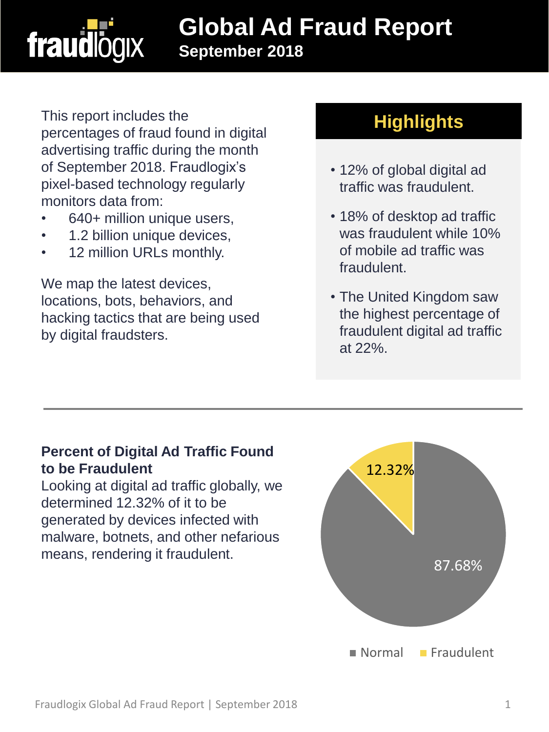# Global Ad Fraud Report

**September 2018**

This report includes the percentages of fraud found in digital advertising traffic during the month of September 2018. Fraudlogix's pixel-based technology regularly monitors data from:

- 640+ million unique users,
- 1.2 billion unique devices,
- 12 million URLs monthly.

We map the latest devices, locations, bots, behaviors, and hacking tactics that are being used by digital fraudsters.

## Highlights

- 12% of global digital ad traffic was fraudulent.
- 18% of desktop ad traffic was fraudulent while 10% of mobile ad traffic was fraudulent.
- The United Kingdom saw the highest percentage of fraudulent digital ad traffic at 22%.

---

**Percent of Digital Ad Traffic Found to be Fraudulent**

Looking at digital ad traffic globally, we determined 12.32% of it to be generated by devices infected with malware, botnets, and other nefarious means, rendering it fraudulent.

| Category | Percentage |
| --- | --- |
| Normal | 87.68% |
| Fraudulent | 12.32% |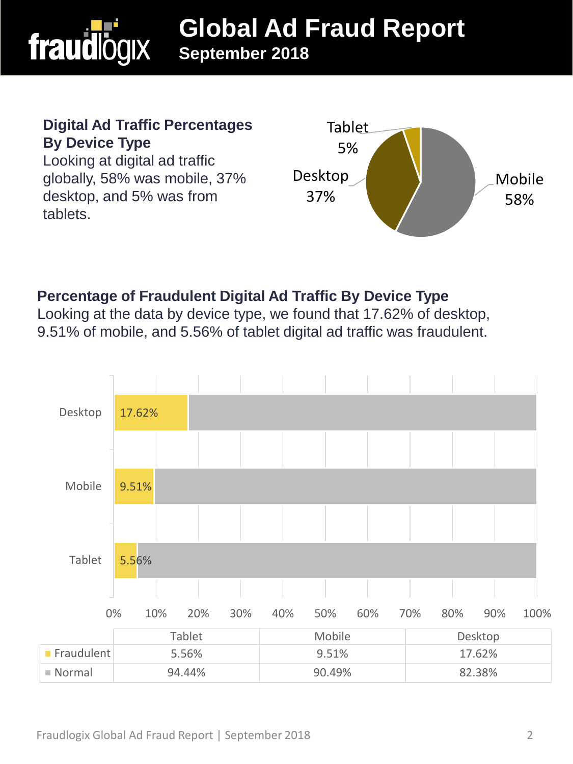# Global Ad Fraud Report
**September 2018**

**Digital Ad Traffic Percentages By Device Type**

Looking at digital ad traffic globally, 58% was mobile, 37% desktop, and 5% was from tablets.

Tablet 5%
Desktop 37%
Mobile 58%

**Percentage of Fraudulent Digital Ad Traffic By Device Type**

Looking at the data by device type, we found that 17.62% of desktop, 9.51% of mobile, and 5.56% of tablet digital ad traffic was fraudulent.

| | Tablet | Mobile | Desktop |
|---|---|---|---|
| Fraudulent | 5.56% | 9.51% | 17.62% |
| Normal | 94.44% | 90.49% | 82.38% |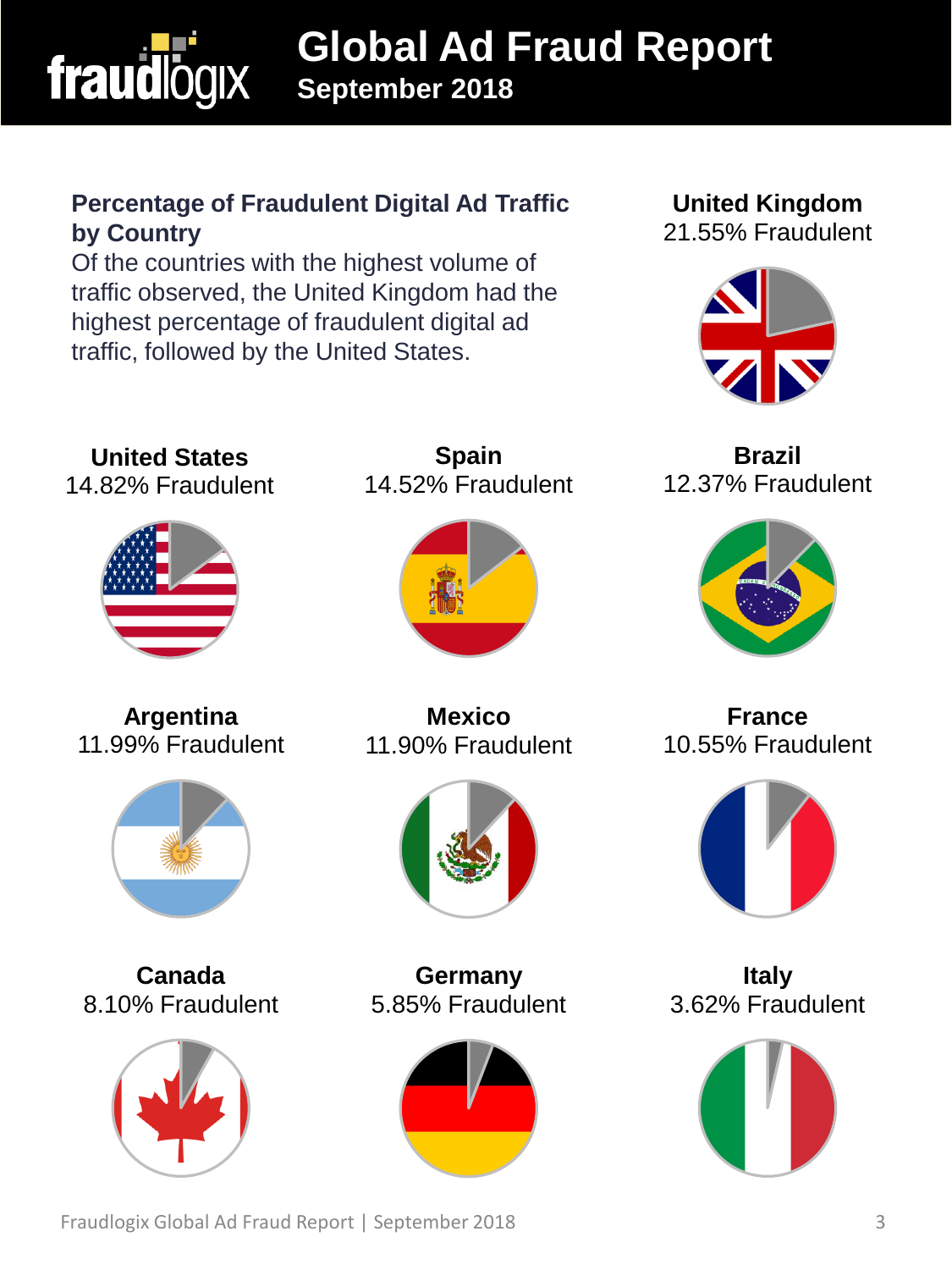# Global Ad Fraud Report

**September 2018**

### Percentage of Fraudulent Digital Ad Traffic by Country

Of the countries with the highest volume of traffic observed, the United Kingdom had the highest percentage of fraudulent digital ad traffic, followed by the United States.

**United Kingdom**
21.55% Fraudulent

**United States**
14.82% Fraudulent

**Spain**
14.52% Fraudulent

**Brazil**
12.37% Fraudulent

**Argentina**
11.99% Fraudulent

**Mexico**
11.90% Fraudulent

**France**
10.55% Fraudulent

**Canada**
8.10% Fraudulent

**Germany**
5.85% Fraudulent

**Italy**
3.62% Fraudulent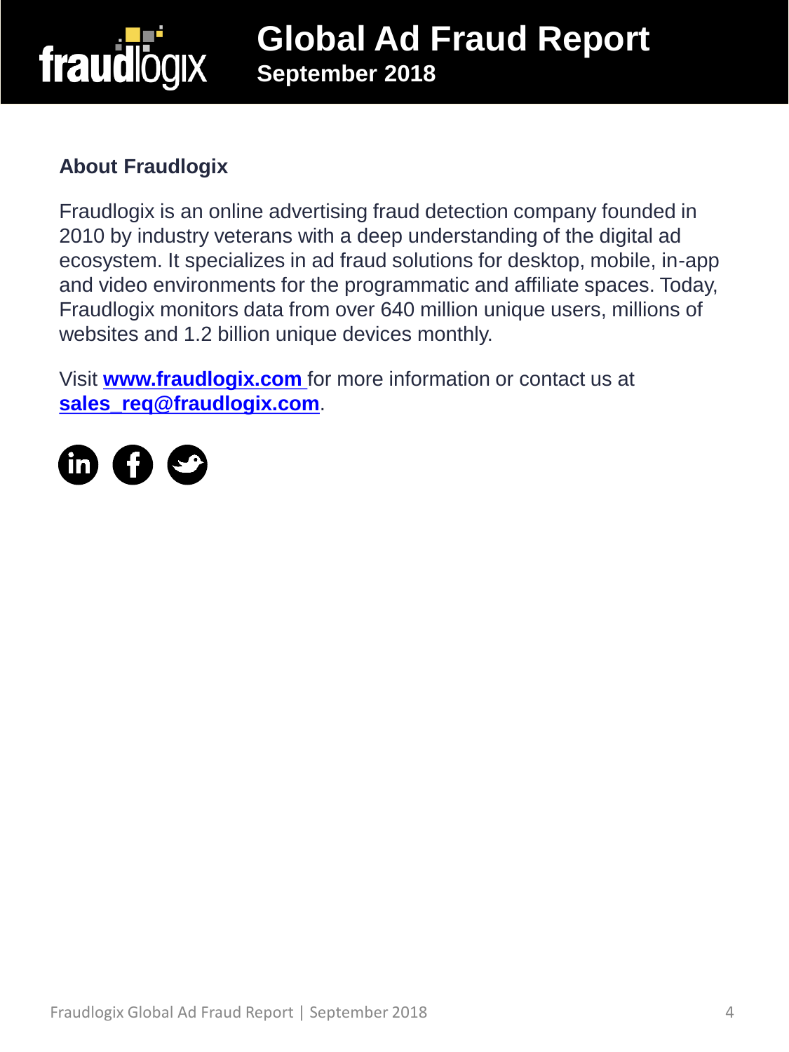## About Fraudlogix

Fraudlogix is an online advertising fraud detection company founded in 2010 by industry veterans with a deep understanding of the digital ad ecosystem. It specializes in ad fraud solutions for desktop, mobile, in-app and video environments for the programmatic and affiliate spaces. Today, Fraudlogix monitors data from over 640 million unique users, millions of websites and 1.2 billion unique devices monthly.

Visit **www.fraudlogix.com** for more information or contact us at **sales_req@fraudlogix.com**.